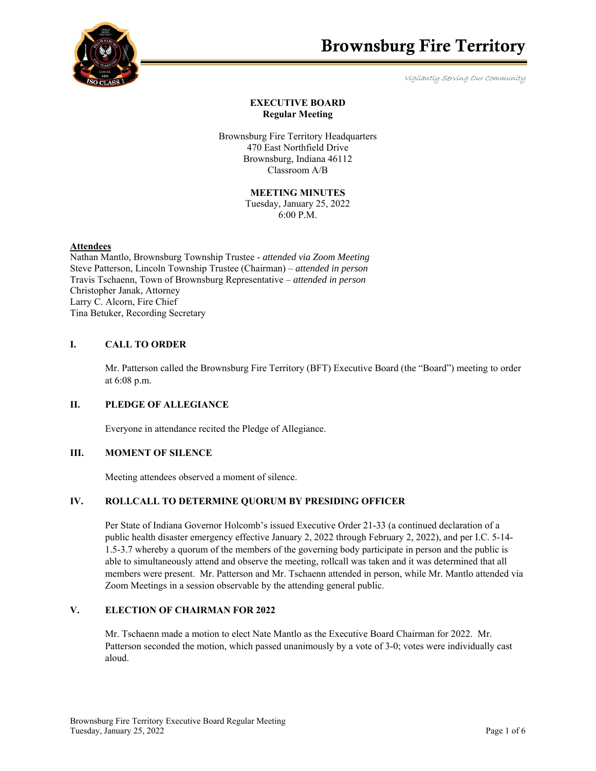# Brownsburg Fire Territory

*Vigilantly Serving Our Community*

**EXECUTIVE BOARD**
**Regular Meeting**

Brownsburg Fire Territory Headquarters
470 East Northfield Drive
Brownsburg, Indiana 46112
Classroom A/B

**MEETING MINUTES**
Tuesday, January 25, 2022
6:00 P.M.

**Attendees**
Nathan Mantlo, Brownsburg Township Trustee - *attended via Zoom Meeting*
Steve Patterson, Lincoln Township Trustee (Chairman) – *attended in person*
Travis Tschaenn, Town of Brownsburg Representative – *attended in person*
Christopher Janak, Attorney
Larry C. Alcorn, Fire Chief
Tina Betuker, Recording Secretary

## I. CALL TO ORDER

Mr. Patterson called the Brownsburg Fire Territory (BFT) Executive Board (the "Board") meeting to order at 6:08 p.m.

## II. PLEDGE OF ALLEGIANCE

Everyone in attendance recited the Pledge of Allegiance.

## III. MOMENT OF SILENCE

Meeting attendees observed a moment of silence.

## IV. ROLLCALL TO DETERMINE QUORUM BY PRESIDING OFFICER

Per State of Indiana Governor Holcomb's issued Executive Order 21-33 (a continued declaration of a public health disaster emergency effective January 2, 2022 through February 2, 2022), and per I.C. 5-14-1.5-3.7 whereby a quorum of the members of the governing body participate in person and the public is able to simultaneously attend and observe the meeting, rollcall was taken and it was determined that all members were present. Mr. Patterson and Mr. Tschaenn attended in person, while Mr. Mantlo attended via Zoom Meetings in a session observable by the attending general public.

## V. ELECTION OF CHAIRMAN FOR 2022

Mr. Tschaenn made a motion to elect Nate Mantlo as the Executive Board Chairman for 2022. Mr. Patterson seconded the motion, which passed unanimously by a vote of 3-0; votes were individually cast aloud.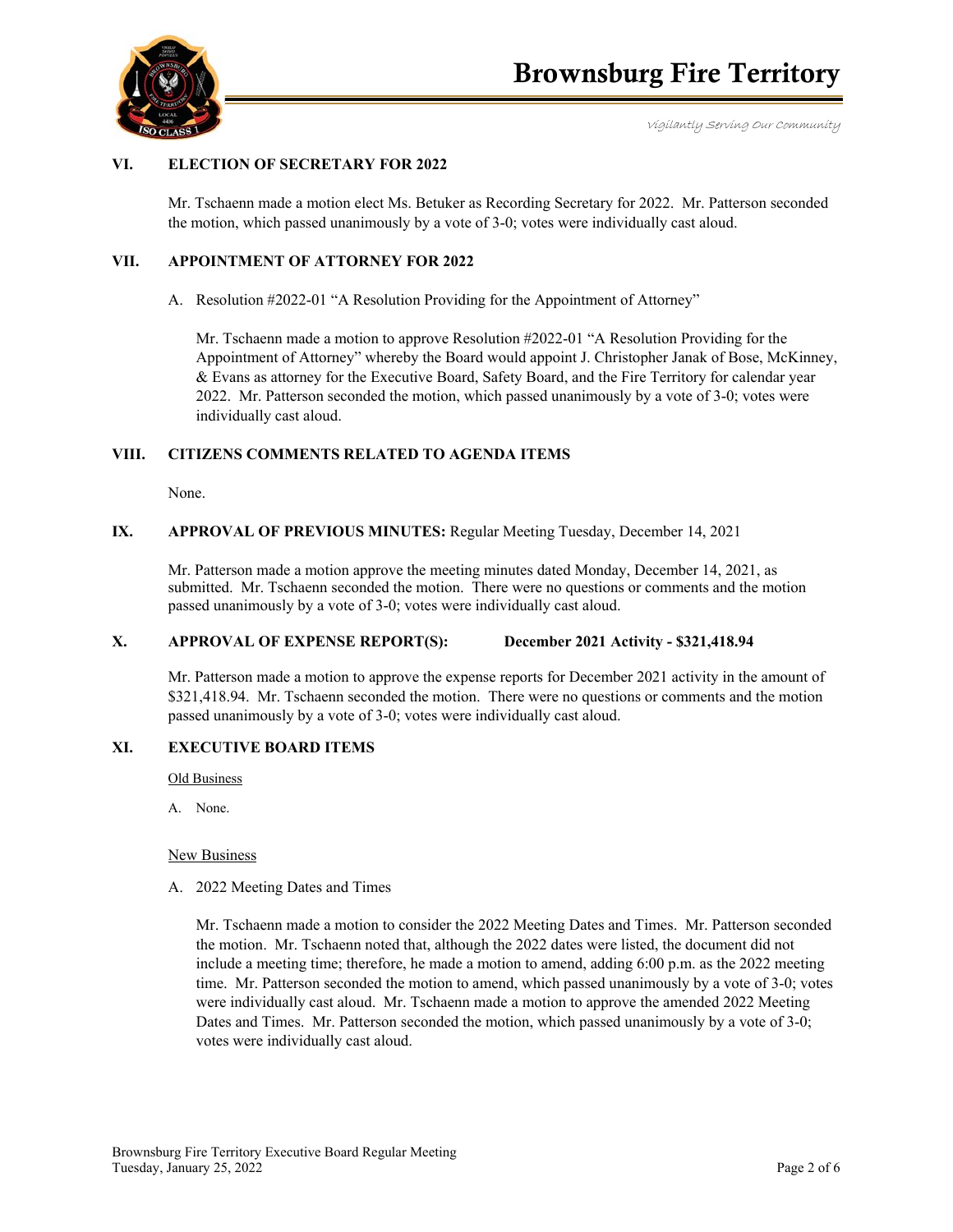## VI. ELECTION OF SECRETARY FOR 2022

Mr. Tschaenn made a motion elect Ms. Betuker as Recording Secretary for 2022. Mr. Patterson seconded the motion, which passed unanimously by a vote of 3-0; votes were individually cast aloud.

## VII. APPOINTMENT OF ATTORNEY FOR 2022

A. Resolution #2022-01 "A Resolution Providing for the Appointment of Attorney"

Mr. Tschaenn made a motion to approve Resolution #2022-01 "A Resolution Providing for the Appointment of Attorney" whereby the Board would appoint J. Christopher Janak of Bose, McKinney, & Evans as attorney for the Executive Board, Safety Board, and the Fire Territory for calendar year 2022. Mr. Patterson seconded the motion, which passed unanimously by a vote of 3-0; votes were individually cast aloud.

## VIII. CITIZENS COMMENTS RELATED TO AGENDA ITEMS

None.

## IX. APPROVAL OF PREVIOUS MINUTES: Regular Meeting Tuesday, December 14, 2021

Mr. Patterson made a motion approve the meeting minutes dated Monday, December 14, 2021, as submitted. Mr. Tschaenn seconded the motion. There were no questions or comments and the motion passed unanimously by a vote of 3-0; votes were individually cast aloud.

## X. APPROVAL OF EXPENSE REPORT(S): December 2021 Activity - $321,418.94

Mr. Patterson made a motion to approve the expense reports for December 2021 activity in the amount of $321,418.94. Mr. Tschaenn seconded the motion. There were no questions or comments and the motion passed unanimously by a vote of 3-0; votes were individually cast aloud.

## XI. EXECUTIVE BOARD ITEMS

Old Business

A. None.

New Business

A. 2022 Meeting Dates and Times

Mr. Tschaenn made a motion to consider the 2022 Meeting Dates and Times. Mr. Patterson seconded the motion. Mr. Tschaenn noted that, although the 2022 dates were listed, the document did not include a meeting time; therefore, he made a motion to amend, adding 6:00 p.m. as the 2022 meeting time. Mr. Patterson seconded the motion to amend, which passed unanimously by a vote of 3-0; votes were individually cast aloud. Mr. Tschaenn made a motion to approve the amended 2022 Meeting Dates and Times. Mr. Patterson seconded the motion, which passed unanimously by a vote of 3-0; votes were individually cast aloud.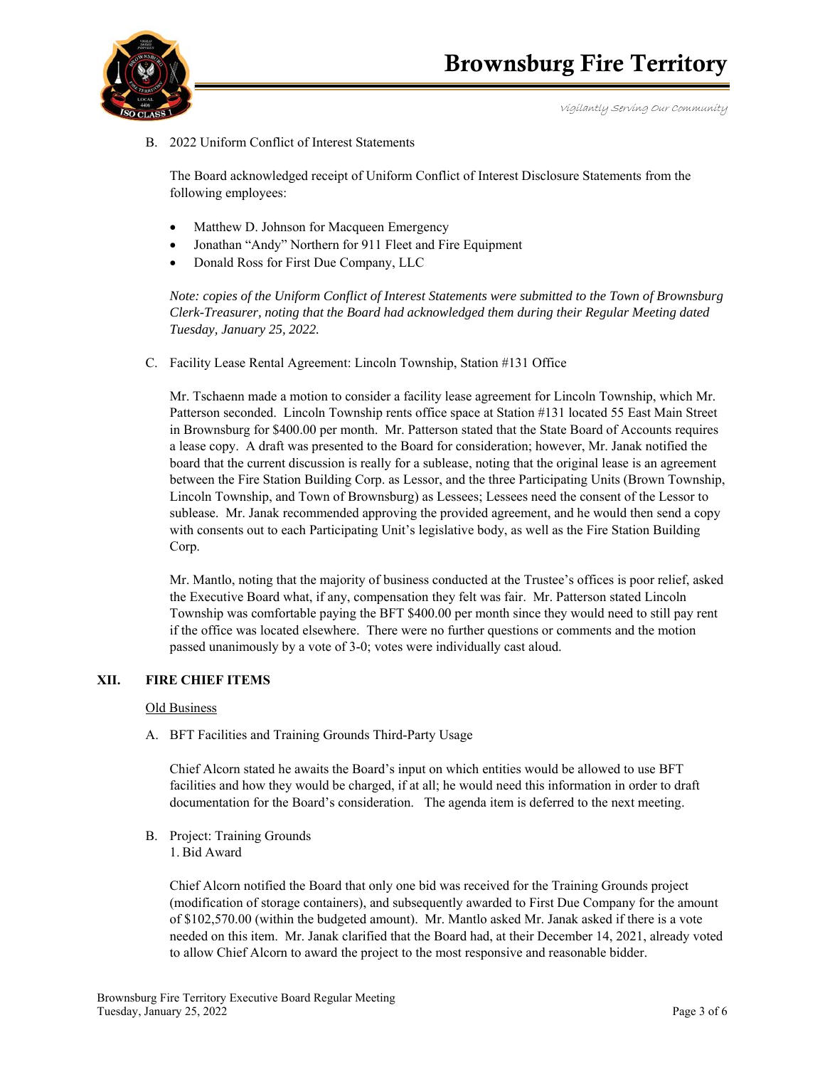B. 2022 Uniform Conflict of Interest Statements

The Board acknowledged receipt of Uniform Conflict of Interest Disclosure Statements from the following employees:

- Matthew D. Johnson for Macqueen Emergency
- Jonathan "Andy" Northern for 911 Fleet and Fire Equipment
- Donald Ross for First Due Company, LLC

*Note: copies of the Uniform Conflict of Interest Statements were submitted to the Town of Brownsburg Clerk-Treasurer, noting that the Board had acknowledged them during their Regular Meeting dated Tuesday, January 25, 2022.*

C. Facility Lease Rental Agreement: Lincoln Township, Station #131 Office

Mr. Tschaenn made a motion to consider a facility lease agreement for Lincoln Township, which Mr. Patterson seconded. Lincoln Township rents office space at Station #131 located 55 East Main Street in Brownsburg for $400.00 per month. Mr. Patterson stated that the State Board of Accounts requires a lease copy. A draft was presented to the Board for consideration; however, Mr. Janak notified the board that the current discussion is really for a sublease, noting that the original lease is an agreement between the Fire Station Building Corp. as Lessor, and the three Participating Units (Brown Township, Lincoln Township, and Town of Brownsburg) as Lessees; Lessees need the consent of the Lessor to sublease. Mr. Janak recommended approving the provided agreement, and he would then send a copy with consents out to each Participating Unit's legislative body, as well as the Fire Station Building Corp.

Mr. Mantlo, noting that the majority of business conducted at the Trustee's offices is poor relief, asked the Executive Board what, if any, compensation they felt was fair. Mr. Patterson stated Lincoln Township was comfortable paying the BFT $400.00 per month since they would need to still pay rent if the office was located elsewhere. There were no further questions or comments and the motion passed unanimously by a vote of 3-0; votes were individually cast aloud.

## XII. FIRE CHIEF ITEMS

Old Business

A. BFT Facilities and Training Grounds Third-Party Usage

Chief Alcorn stated he awaits the Board's input on which entities would be allowed to use BFT facilities and how they would be charged, if at all; he would need this information in order to draft documentation for the Board's consideration. The agenda item is deferred to the next meeting.

B. Project: Training Grounds
1. Bid Award

Chief Alcorn notified the Board that only one bid was received for the Training Grounds project (modification of storage containers), and subsequently awarded to First Due Company for the amount of $102,570.00 (within the budgeted amount). Mr. Mantlo asked Mr. Janak asked if there is a vote needed on this item. Mr. Janak clarified that the Board had, at their December 14, 2021, already voted to allow Chief Alcorn to award the project to the most responsive and reasonable bidder.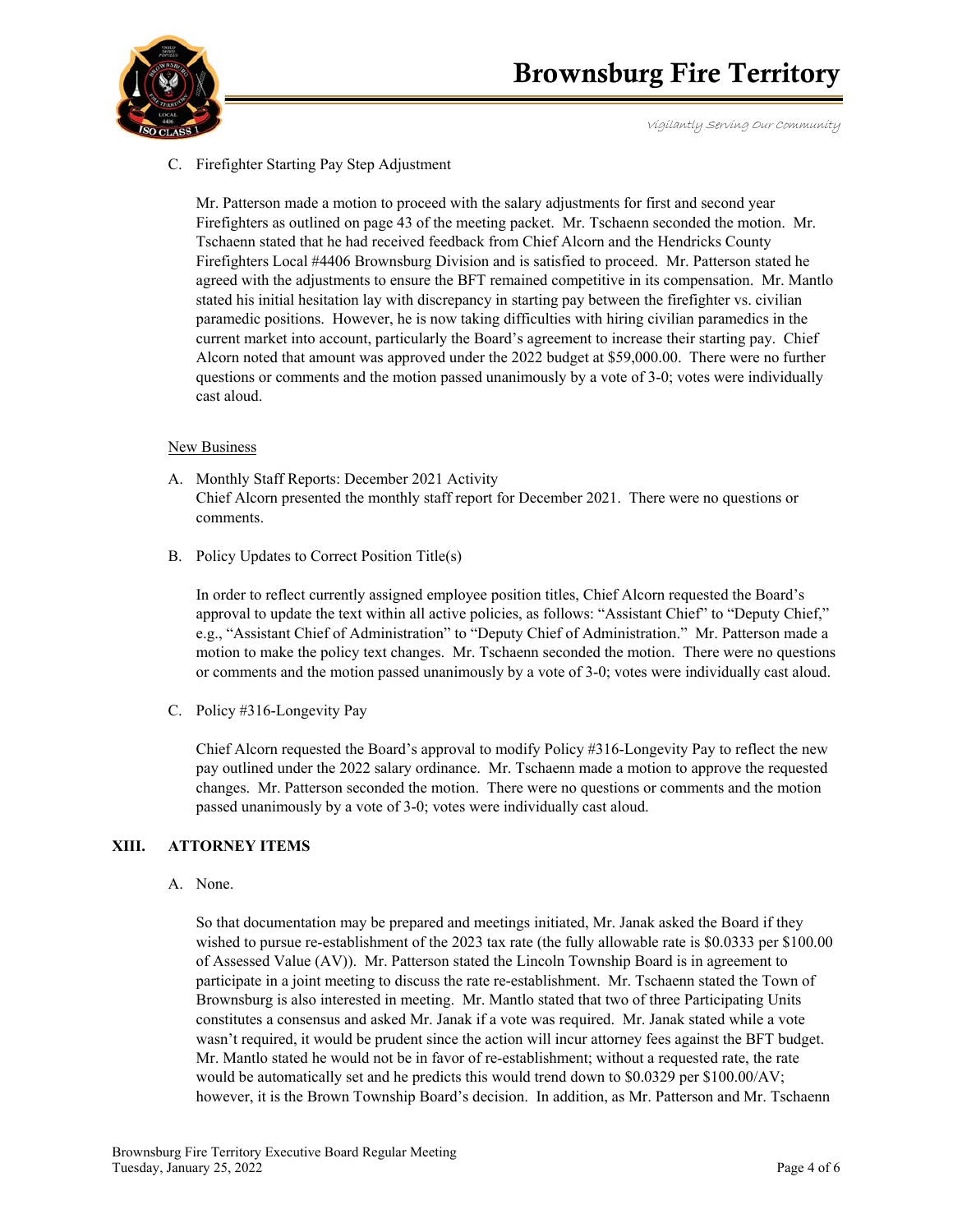C. Firefighter Starting Pay Step Adjustment

Mr. Patterson made a motion to proceed with the salary adjustments for first and second year Firefighters as outlined on page 43 of the meeting packet. Mr. Tschaenn seconded the motion. Mr. Tschaenn stated that he had received feedback from Chief Alcorn and the Hendricks County Firefighters Local #4406 Brownsburg Division and is satisfied to proceed. Mr. Patterson stated he agreed with the adjustments to ensure the BFT remained competitive in its compensation. Mr. Mantlo stated his initial hesitation lay with discrepancy in starting pay between the firefighter vs. civilian paramedic positions. However, he is now taking difficulties with hiring civilian paramedics in the current market into account, particularly the Board's agreement to increase their starting pay. Chief Alcorn noted that amount was approved under the 2022 budget at $59,000.00. There were no further questions or comments and the motion passed unanimously by a vote of 3-0; votes were individually cast aloud.

New Business

A. Monthly Staff Reports: December 2021 Activity
Chief Alcorn presented the monthly staff report for December 2021. There were no questions or comments.

B. Policy Updates to Correct Position Title(s)

In order to reflect currently assigned employee position titles, Chief Alcorn requested the Board's approval to update the text within all active policies, as follows: "Assistant Chief" to "Deputy Chief," e.g., "Assistant Chief of Administration" to "Deputy Chief of Administration." Mr. Patterson made a motion to make the policy text changes. Mr. Tschaenn seconded the motion. There were no questions or comments and the motion passed unanimously by a vote of 3-0; votes were individually cast aloud.

C. Policy #316-Longevity Pay

Chief Alcorn requested the Board's approval to modify Policy #316-Longevity Pay to reflect the new pay outlined under the 2022 salary ordinance. Mr. Tschaenn made a motion to approve the requested changes. Mr. Patterson seconded the motion. There were no questions or comments and the motion passed unanimously by a vote of 3-0; votes were individually cast aloud.

## XIII. ATTORNEY ITEMS

A. None.

So that documentation may be prepared and meetings initiated, Mr. Janak asked the Board if they wished to pursue re-establishment of the 2023 tax rate (the fully allowable rate is $0.0333 per $100.00 of Assessed Value (AV)). Mr. Patterson stated the Lincoln Township Board is in agreement to participate in a joint meeting to discuss the rate re-establishment. Mr. Tschaenn stated the Town of Brownsburg is also interested in meeting. Mr. Mantlo stated that two of three Participating Units constitutes a consensus and asked Mr. Janak if a vote was required. Mr. Janak stated while a vote wasn't required, it would be prudent since the action will incur attorney fees against the BFT budget. Mr. Mantlo stated he would not be in favor of re-establishment; without a requested rate, the rate would be automatically set and he predicts this would trend down to $0.0329 per $100.00/AV; however, it is the Brown Township Board's decision. In addition, as Mr. Patterson and Mr. Tschaenn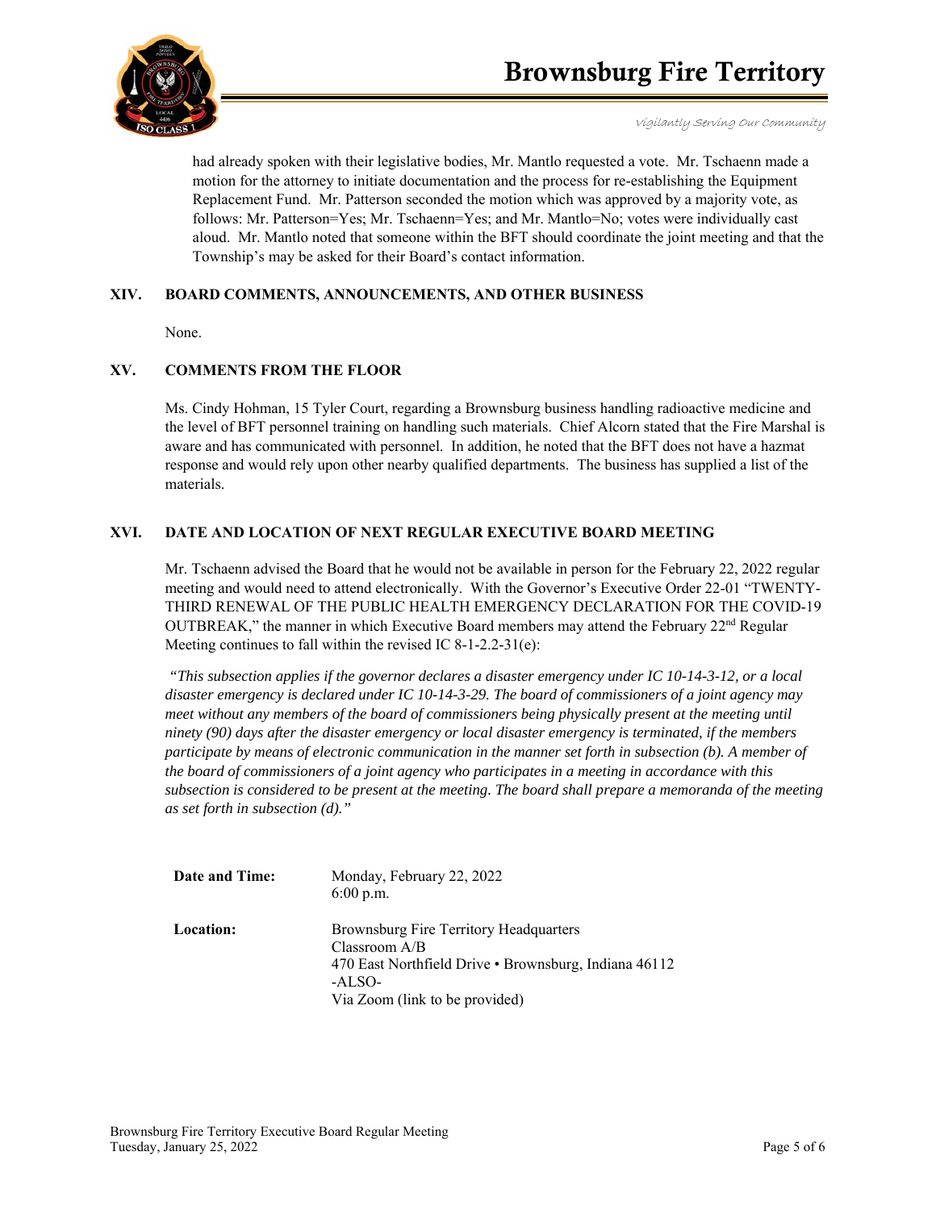had already spoken with their legislative bodies, Mr. Mantlo requested a vote. Mr. Tschaenn made a motion for the attorney to initiate documentation and the process for re-establishing the Equipment Replacement Fund. Mr. Patterson seconded the motion which was approved by a majority vote, as follows: Mr. Patterson=Yes; Mr. Tschaenn=Yes; and Mr. Mantlo=No; votes were individually cast aloud. Mr. Mantlo noted that someone within the BFT should coordinate the joint meeting and that the Township's may be asked for their Board's contact information.

## XIV. BOARD COMMENTS, ANNOUNCEMENTS, AND OTHER BUSINESS

None.

## XV. COMMENTS FROM THE FLOOR

Ms. Cindy Hohman, 15 Tyler Court, regarding a Brownsburg business handling radioactive medicine and the level of BFT personnel training on handling such materials. Chief Alcorn stated that the Fire Marshal is aware and has communicated with personnel. In addition, he noted that the BFT does not have a hazmat response and would rely upon other nearby qualified departments. The business has supplied a list of the materials.

## XVI. DATE AND LOCATION OF NEXT REGULAR EXECUTIVE BOARD MEETING

Mr. Tschaenn advised the Board that he would not be available in person for the February 22, 2022 regular meeting and would need to attend electronically. With the Governor's Executive Order 22-01 "TWENTY-THIRD RENEWAL OF THE PUBLIC HEALTH EMERGENCY DECLARATION FOR THE COVID-19 OUTBREAK," the manner in which Executive Board members may attend the February 22nd Regular Meeting continues to fall within the revised IC 8-1-2.2-31(e):

*"This subsection applies if the governor declares a disaster emergency under IC 10-14-3-12, or a local disaster emergency is declared under IC 10-14-3-29. The board of commissioners of a joint agency may meet without any members of the board of commissioners being physically present at the meeting until ninety (90) days after the disaster emergency or local disaster emergency is terminated, if the members participate by means of electronic communication in the manner set forth in subsection (b). A member of the board of commissioners of a joint agency who participates in a meeting in accordance with this subsection is considered to be present at the meeting. The board shall prepare a memoranda of the meeting as set forth in subsection (d)."*

**Date and Time:** Monday, February 22, 2022
6:00 p.m.

**Location:** Brownsburg Fire Territory Headquarters
Classroom A/B
470 East Northfield Drive • Brownsburg, Indiana 46112
-ALSO-
Via Zoom (link to be provided)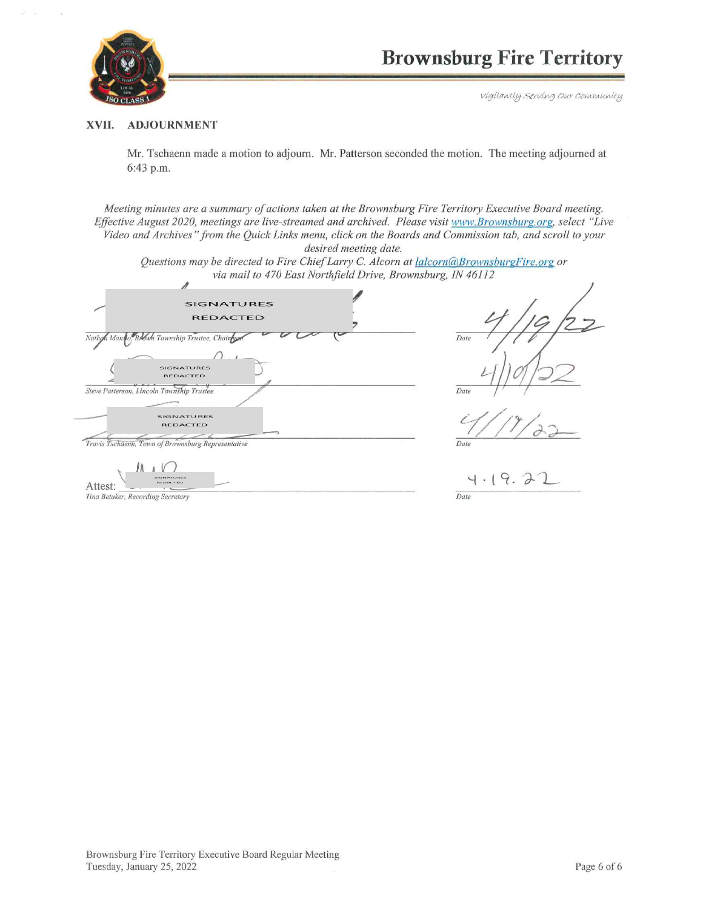## XVII. ADJOURNMENT

Mr. Tschaenn made a motion to adjourn. Mr. Patterson seconded the motion. The meeting adjourned at 6:43 p.m.

*Meeting minutes are a summary of actions taken at the Brownsburg Fire Territory Executive Board meeting. Effective August 2020, meetings are live-streamed and archived. Please visit [www.Brownsburg.org](http://www.Brownsburg.org), select "Live Video and Archives" from the Quick Links menu, click on the Boards and Commission tab, and scroll to your desired meeting date.*

*Questions may be directed to Fire Chief Larry C. Alcorn at [lalcorn@BrownsburgFire.org](mailto:lalcorn@BrownsburgFire.org) or via mail to 470 East Northfield Drive, Brownsburg, IN 46112*

SIGNATURES REDACTED

*Nathan Manto, Brown Township Trustee, Chairman* — *Date* 4/19/22

SIGNATURES REDACTED

*Steve Patterson, Lincoln Township Trustee* — *Date* 4/19/22

SIGNATURES REDACTED

*Travis Tschaenn, Town of Brownsburg Representative* — *Date* 4/19/22

Attest: SIGNATURES REDACTED

*Tina Betuker, Recording Secretary* — *Date* 4.19.22

Brownsburg Fire Territory Executive Board Regular Meeting
Tuesday, January 25, 2022